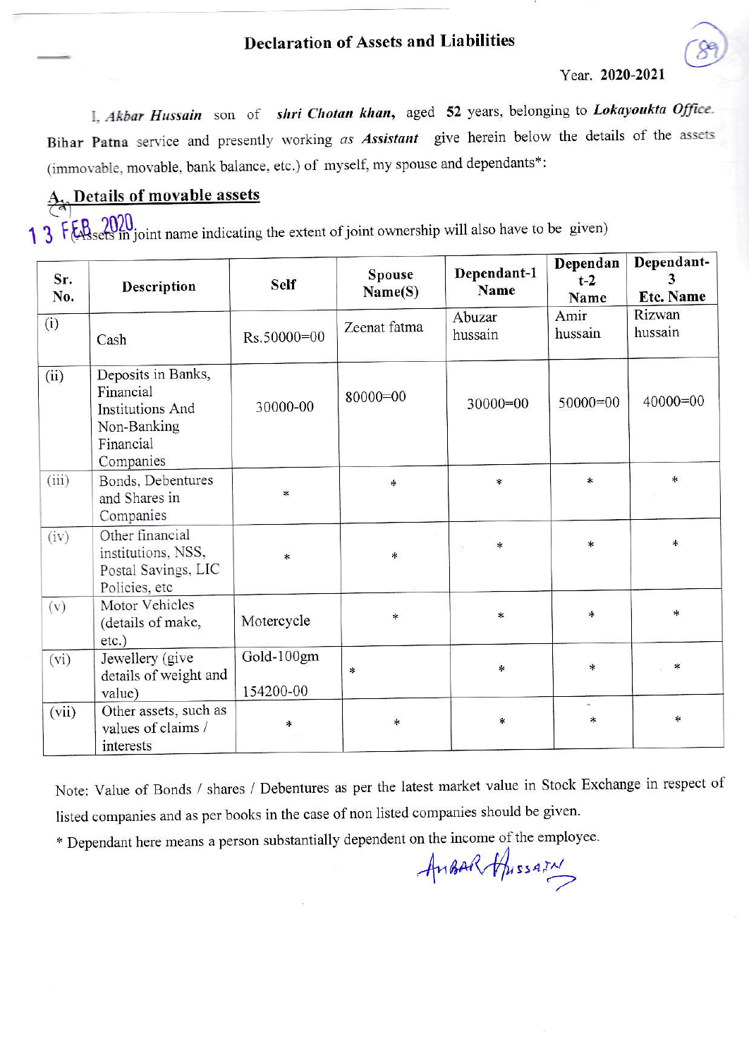## Declaration of Assets and Liabilities

Year. **2020-2021**

I, *Akbar Hussain* son of ***shri Chotan khan***, aged **52** years, belonging to ***Lokayoukta Office.*** **Bihar Patna** service and presently working *as* ***Assistant*** give herein below the details of the assets (immovable, movable, bank balance, etc.) of myself, my spouse and dependants*:

### A. Details of movable assets

13 FEB 2020

(Assets in joint name indicating the extent of joint ownership will also have to be given)

| Sr. No. | Description | Self | Spouse Name(S) | Dependant-1 Name | Dependant-2 Name | Dependant-3 Etc. Name |
|---|---|---|---|---|---|---|
| (i) | Cash | Rs.50000=00 | Zeenat fatma | Abuzar hussain | Amir hussain | Rizwan hussain |
| (ii) | Deposits in Banks, Financial Institutions And Non-Banking Financial Companies | 30000-00 | 80000=00 | 30000=00 | 50000=00 | 40000=00 |
| (iii) | Bonds, Debentures and Shares in Companies | * | * | * | * | * |
| (iv) | Other financial institutions, NSS, Postal Savings, LIC Policies, etc | * | * | * | * | * |
| (v) | Motor Vehicles (details of make, etc.) | Motercycle | * | * | * | * |
| (vi) | Jewellery (give details of weight and value) | Gold-100gm 154200-00 | * | * | * | * |
| (vii) | Other assets, such as values of claims / interests | * | * | * | * | * |

Note: Value of Bonds / shares / Debentures as per the latest market value in Stock Exchange in respect of listed companies and as per books in the case of non listed companies should be given.

* Dependant here means a person substantially dependent on the income of the employee.

AKBAR HUSSAIN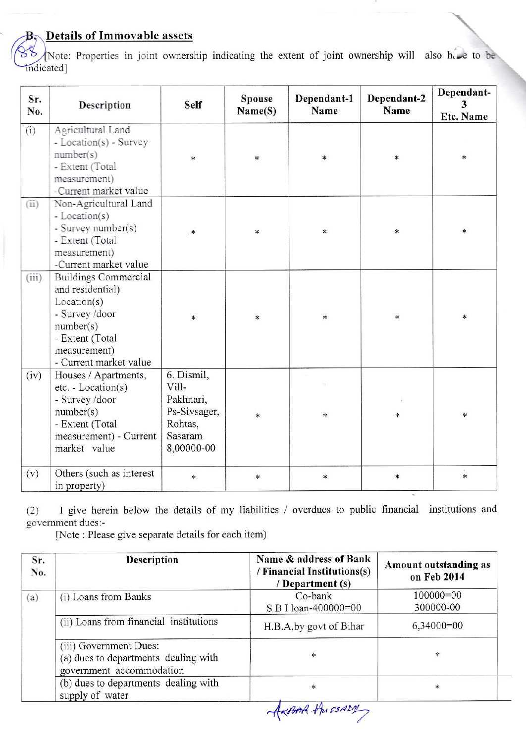## B. Details of Immovable assets

[Note: Properties in joint ownership indicating the extent of joint ownership will also have to be indicated]

| Sr. No. | Description | Self | Spouse Name(S) | Dependant-1 Name | Dependant-2 Name | Dependant-3 Etc. Name |
|---|---|---|---|---|---|---|
| (i) | Agricultural Land - Location(s) - Survey number(s) - Extent (Total measurement) -Current market value | * | * | * | * | * |
| (ii) | Non-Agricultural Land - Location(s) - Survey number(s) - Extent (Total measurement) -Current market value | * | * | * | * | * |
| (iii) | Buildings Commercial and residential) Location(s) - Survey /door number(s) - Extent (Total measurement) - Current market value | * | * | * | * | * |
| (iv) | Houses / Apartments, etc. - Location(s) - Survey /door number(s) - Extent (Total measurement) - Current market value | 6. Dismil, Vill-Pakhnari, Ps-Sivsager, Rohtas, Sasaram 8,00000-00 | * | * | * | * |
| (v) | Others (such as interest in property) | * | * | * | * | * |

(2) I give herein below the details of my liabilities / overdues to public financial institutions and government dues:-

[Note : Please give separate details for each item)

| Sr. No. | Description | Name & address of Bank / Financial Institutions(s) / Department (s) | Amount outstanding as on Feb 2014 |
|---|---|---|---|
| (a) | (i) Loans from Banks | Co-bank<br>S B I loan-400000=00 | 100000=00<br>300000-00 |
| | (ii) Loans from financial institutions | H.B.A,by govt of Bihar | 6,34000=00 |
| | (iii) Government Dues:<br>(a) dues to departments dealing with government accommodation | * | * |
| | (b) dues to departments dealing with supply of water | * | * |

AKBAR HUSSAIN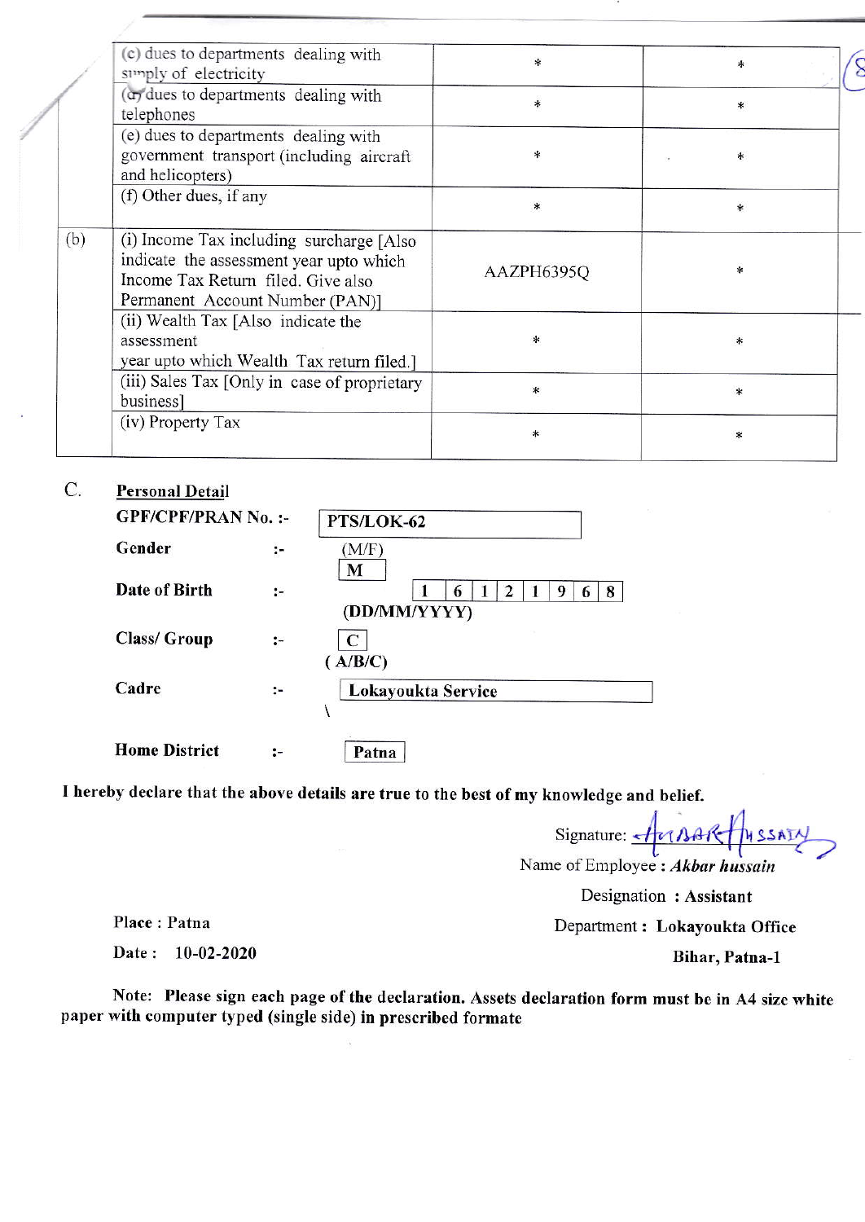| | | | |
|---|---|---|---|
| | (c) dues to departments dealing with supply of electricity | * | * |
| | (d) dues to departments dealing with telephones | * | * |
| | (e) dues to departments dealing with government transport (including aircraft and helicopters) | * | * |
| | (f) Other dues, if any | * | * |
| (b) | (i) Income Tax including surcharge [Also indicate the assessment year upto which Income Tax Return filed. Give also Permanent Account Number (PAN)] | AAZPH6395Q | * |
| | (ii) Wealth Tax [Also indicate the assessment year upto which Wealth Tax return filed.] | * | * |
| | (iii) Sales Tax [Only in case of proprietary business] | * | * |
| | (iv) Property Tax | * | * |

C. **Personal Detail**

**GPF/CPF/PRAN No. :-** **PTS/LOK-62**

**Gender** :- (M/F) **M**

**Date of Birth** :- **16121968** **(DD/MM/YYYY)**

**Class/ Group** :- **C** **( A/B/C)**

**Cadre** :- **Lokayoukta Service**

**Home District** :- **Patna**

**I hereby declare that the above details are true to the best of my knowledge and belief.**

Signature: AKBAR HUSSAIN

Name of Employee : ***Akbar hussain***

Designation : **Assistant**

Department : **Lokayoukta Office**

**Bihar, Patna-1**

Place : Patna

Date : 10-02-2020

Note: **Please sign each page of the declaration. Assets declaration form must be in A4 size white paper with computer typed (single side) in prescribed formate**